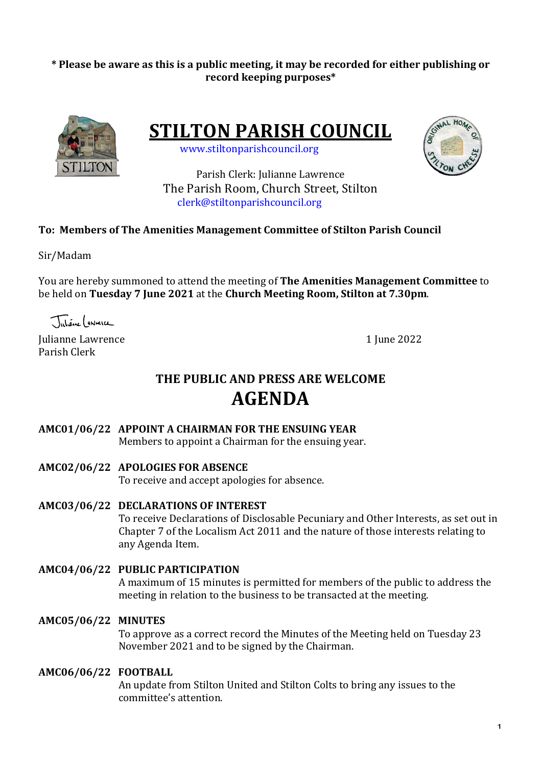**\* Please be aware as this is a public meeting, it may be recorded for either publishing or record keeping purposes\***

# STILTON PARISH COUNCIL

www.stiltonparishcouncil.org

Parish Clerk: Julianne Lawrence
The Parish Room, Church Street, Stilton
clerk@stiltonparishcouncil.org

**To: Members of The Amenities Management Committee of Stilton Parish Council**

Sir/Madam

You are hereby summoned to attend the meeting of **The Amenities Management Committee** to be held on **Tuesday 7 June 2021** at the **Church Meeting Room, Stilton at 7.30pm**.

Julianne Lawrence
Parish Clerk

1 June 2022

## THE PUBLIC AND PRESS ARE WELCOME

# AGENDA

**AMC01/06/22 APPOINT A CHAIRMAN FOR THE ENSUING YEAR**
Members to appoint a Chairman for the ensuing year.

**AMC02/06/22 APOLOGIES FOR ABSENCE**
To receive and accept apologies for absence.

**AMC03/06/22 DECLARATIONS OF INTEREST**
To receive Declarations of Disclosable Pecuniary and Other Interests, as set out in Chapter 7 of the Localism Act 2011 and the nature of those interests relating to any Agenda Item.

**AMC04/06/22 PUBLIC PARTICIPATION**
A maximum of 15 minutes is permitted for members of the public to address the meeting in relation to the business to be transacted at the meeting.

**AMC05/06/22 MINUTES**
To approve as a correct record the Minutes of the Meeting held on Tuesday 23 November 2021 and to be signed by the Chairman.

**AMC06/06/22 FOOTBALL**
An update from Stilton United and Stilton Colts to bring any issues to the committee's attention.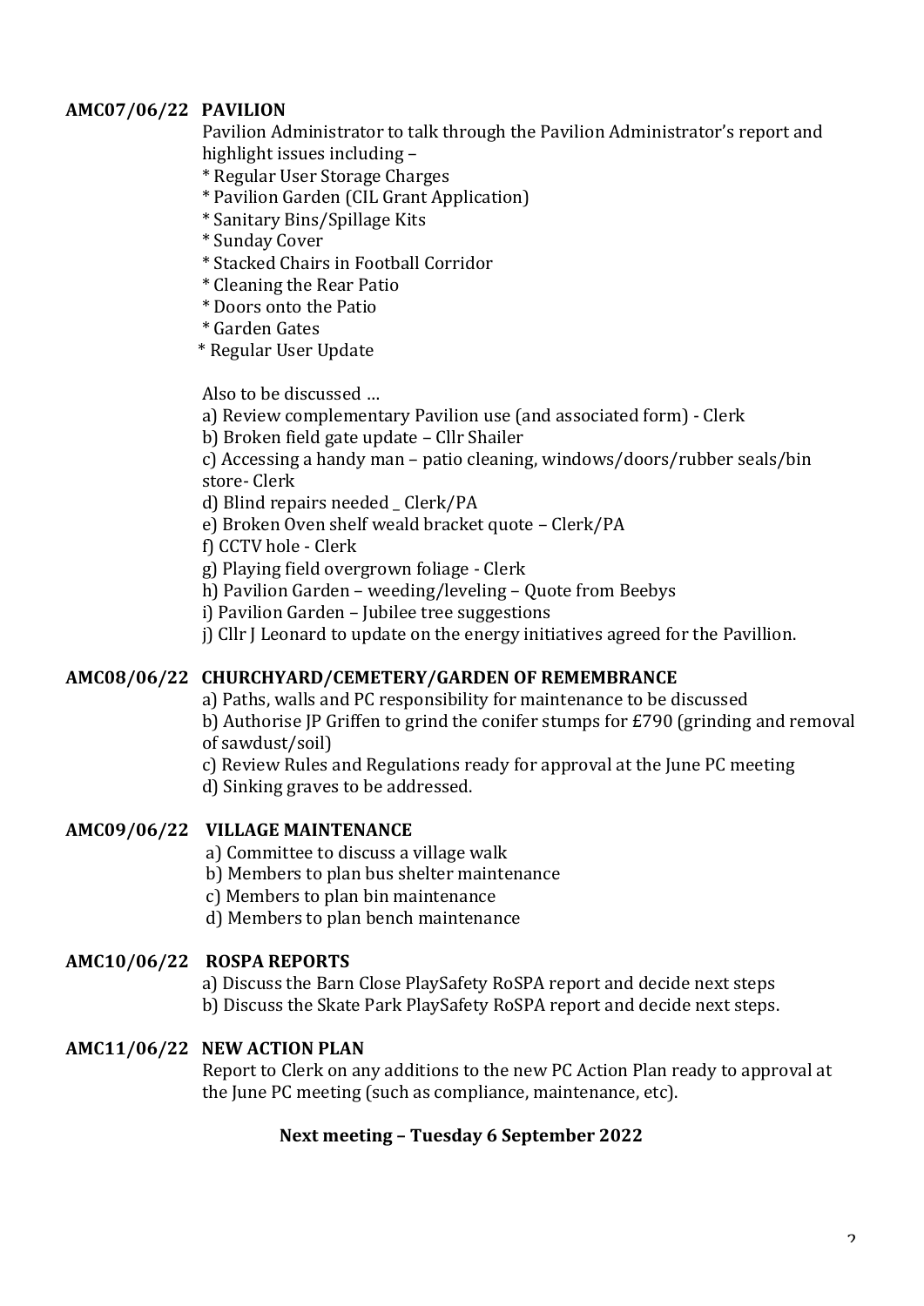**AMC07/06/22 PAVILION**

Pavilion Administrator to talk through the Pavilion Administrator's report and highlight issues including –

* Regular User Storage Charges
* Pavilion Garden (CIL Grant Application)
* Sanitary Bins/Spillage Kits
* Sunday Cover
* Stacked Chairs in Football Corridor
* Cleaning the Rear Patio
* Doors onto the Patio
* Garden Gates
* Regular User Update

Also to be discussed …

a) Review complementary Pavilion use (and associated form) - Clerk
b) Broken field gate update – Cllr Shailer
c) Accessing a handy man – patio cleaning, windows/doors/rubber seals/bin store- Clerk
d) Blind repairs needed _ Clerk/PA
e) Broken Oven shelf weald bracket quote – Clerk/PA
f) CCTV hole - Clerk
g) Playing field overgrown foliage - Clerk
h) Pavilion Garden – weeding/leveling – Quote from Beebys
i) Pavilion Garden – Jubilee tree suggestions
j) Cllr J Leonard to update on the energy initiatives agreed for the Pavillion.

**AMC08/06/22 CHURCHYARD/CEMETERY/GARDEN OF REMEMBRANCE**

a) Paths, walls and PC responsibility for maintenance to be discussed
b) Authorise JP Griffen to grind the conifer stumps for £790 (grinding and removal of sawdust/soil)
c) Review Rules and Regulations ready for approval at the June PC meeting
d) Sinking graves to be addressed.

**AMC09/06/22 VILLAGE MAINTENANCE**

a) Committee to discuss a village walk
b) Members to plan bus shelter maintenance
c) Members to plan bin maintenance
d) Members to plan bench maintenance

**AMC10/06/22 ROSPA REPORTS**

a) Discuss the Barn Close PlaySafety RoSPA report and decide next steps
b) Discuss the Skate Park PlaySafety RoSPA report and decide next steps.

**AMC11/06/22 NEW ACTION PLAN**

Report to Clerk on any additions to the new PC Action Plan ready to approval at the June PC meeting (such as compliance, maintenance, etc).

**Next meeting – Tuesday 6 September 2022**